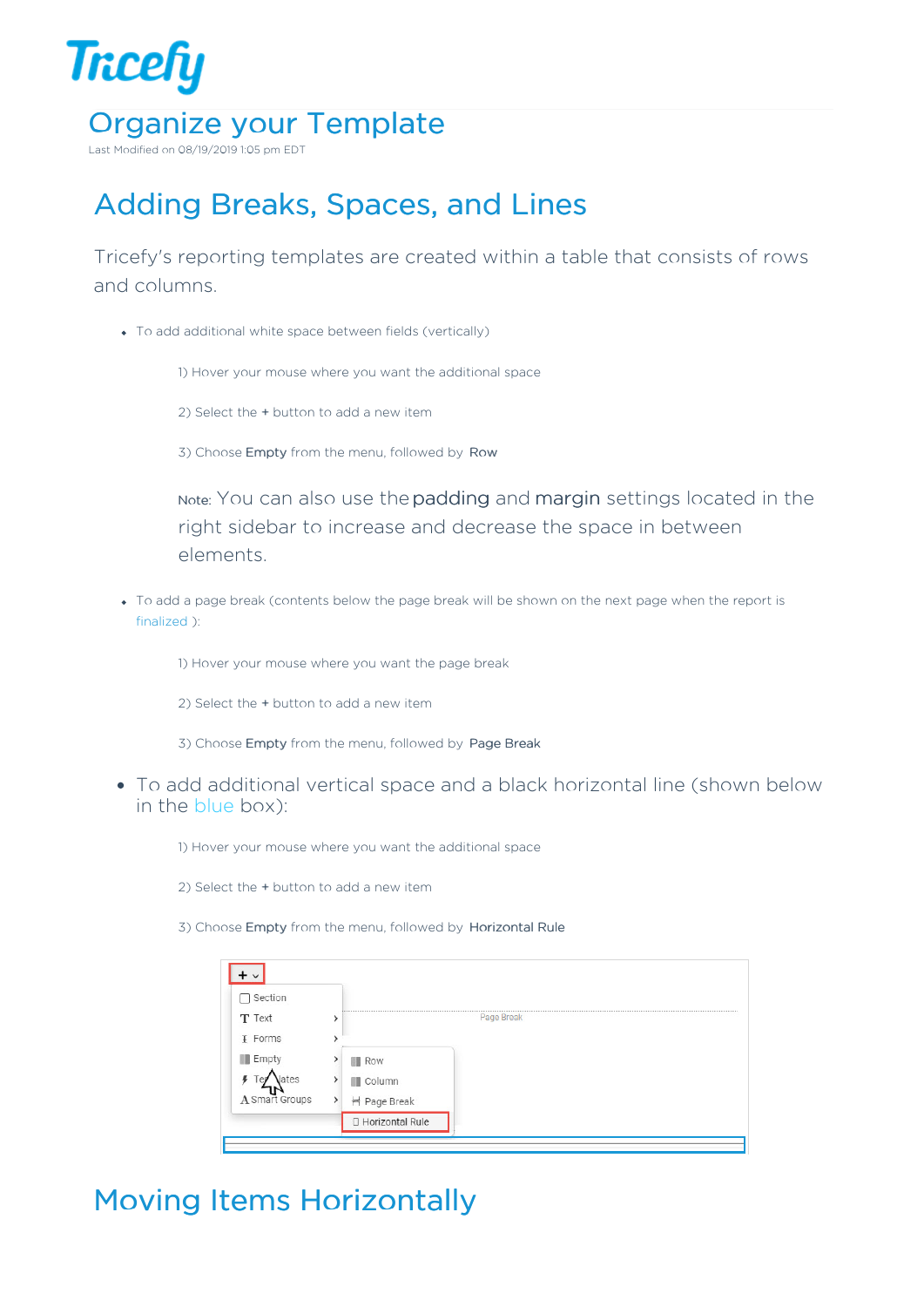# Organize your Template

Last Modified on 08/19/2019 1:05 pm EDT

## Adding Breaks, Spaces, and Lines

Tricefy's reporting templates are created within a table that consists of rows and columns.

- To add additional white space between fields (vertically)

    1) Hover your mouse where you want the additional space

    2) Select the **+** button to add a new item

    3) Choose **Empty** from the menu, followed by **Row**

    Note: You can also use the **padding** and **margin** settings located in the right sidebar to increase and decrease the space in between elements.

- To add a page break (contents below the page break will be shown on the next page when the report is finalized ):

    1) Hover your mouse where you want the page break

    2) Select the **+** button to add a new item

    3) Choose **Empty** from the menu, followed by **Page Break**

- To add additional vertical space and a black horizontal line (shown below in the blue box):

    1) Hover your mouse where you want the additional space

    2) Select the **+** button to add a new item

    3) Choose **Empty** from the menu, followed by **Horizontal Rule**

## Moving Items Horizontally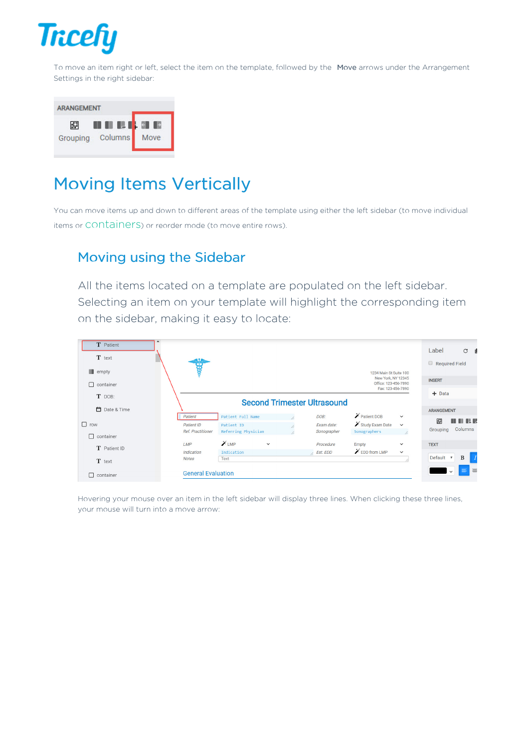To move an item right or left, select the item on the template, followed by the **Move** arrows under the Arrangement Settings in the right sidebar:

# Moving Items Vertically

You can move items up and down to different areas of the template using either the left sidebar (to move individual items or containers) or reorder mode (to move entire rows).

## Moving using the Sidebar

All the items located on a template are populated on the left sidebar. Selecting an item on your template will highlight the corresponding item on the sidebar, making it easy to locate:

Hovering your mouse over an item in the left sidebar will display three lines. When clicking these three lines, your mouse will turn into a move arrow: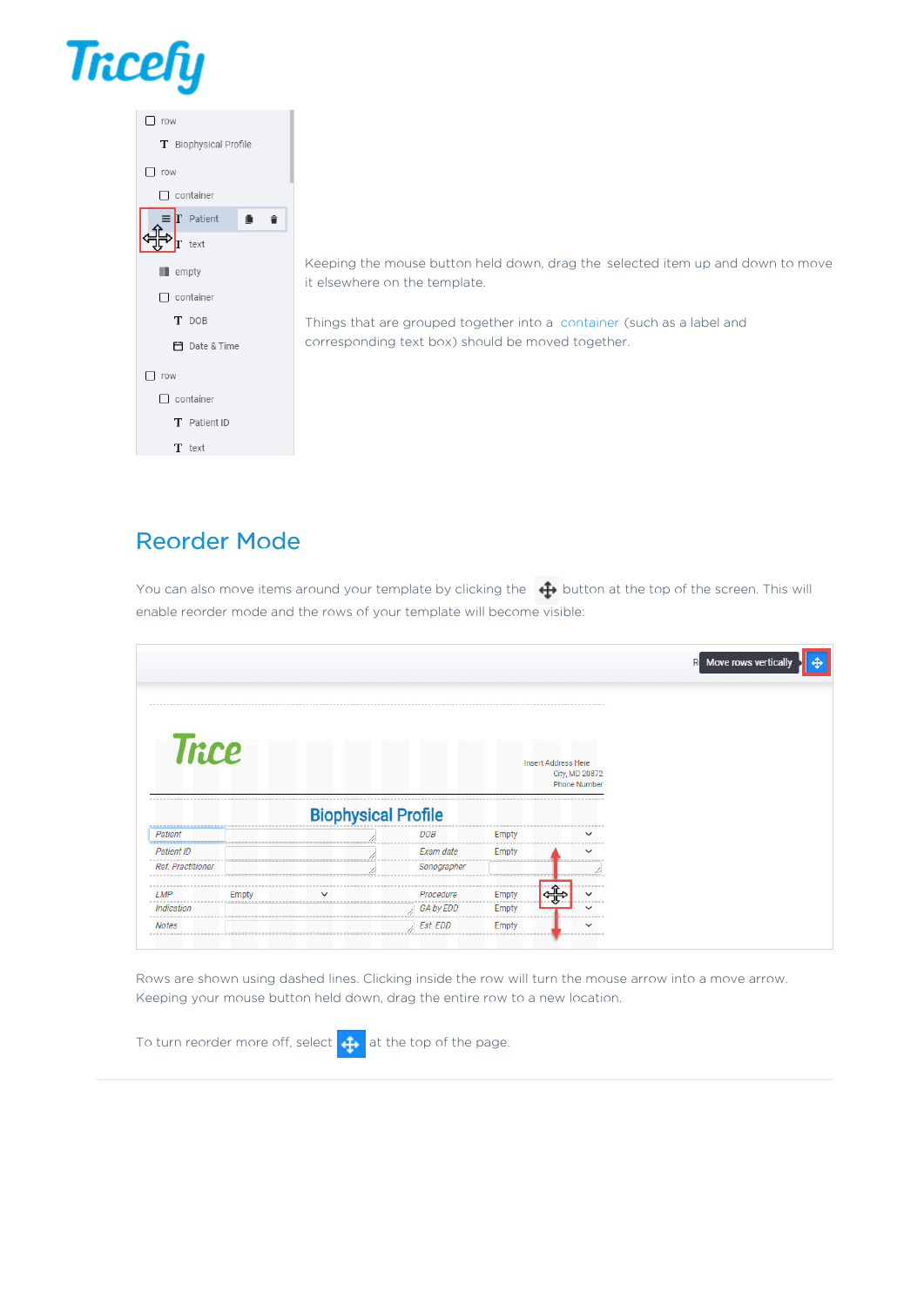Keeping the mouse button held down, drag the selected item up and down to move it elsewhere on the template.

Things that are grouped together into a container (such as a label and corresponding text box) should be moved together.

## Reorder Mode

You can also move items around your template by clicking the button at the top of the screen. This will enable reorder mode and the rows of your template will become visible:

Rows are shown using dashed lines. Clicking inside the row will turn the mouse arrow into a move arrow. Keeping your mouse button held down, drag the entire row to a new location.

To turn reorder more off, select at the top of the page.